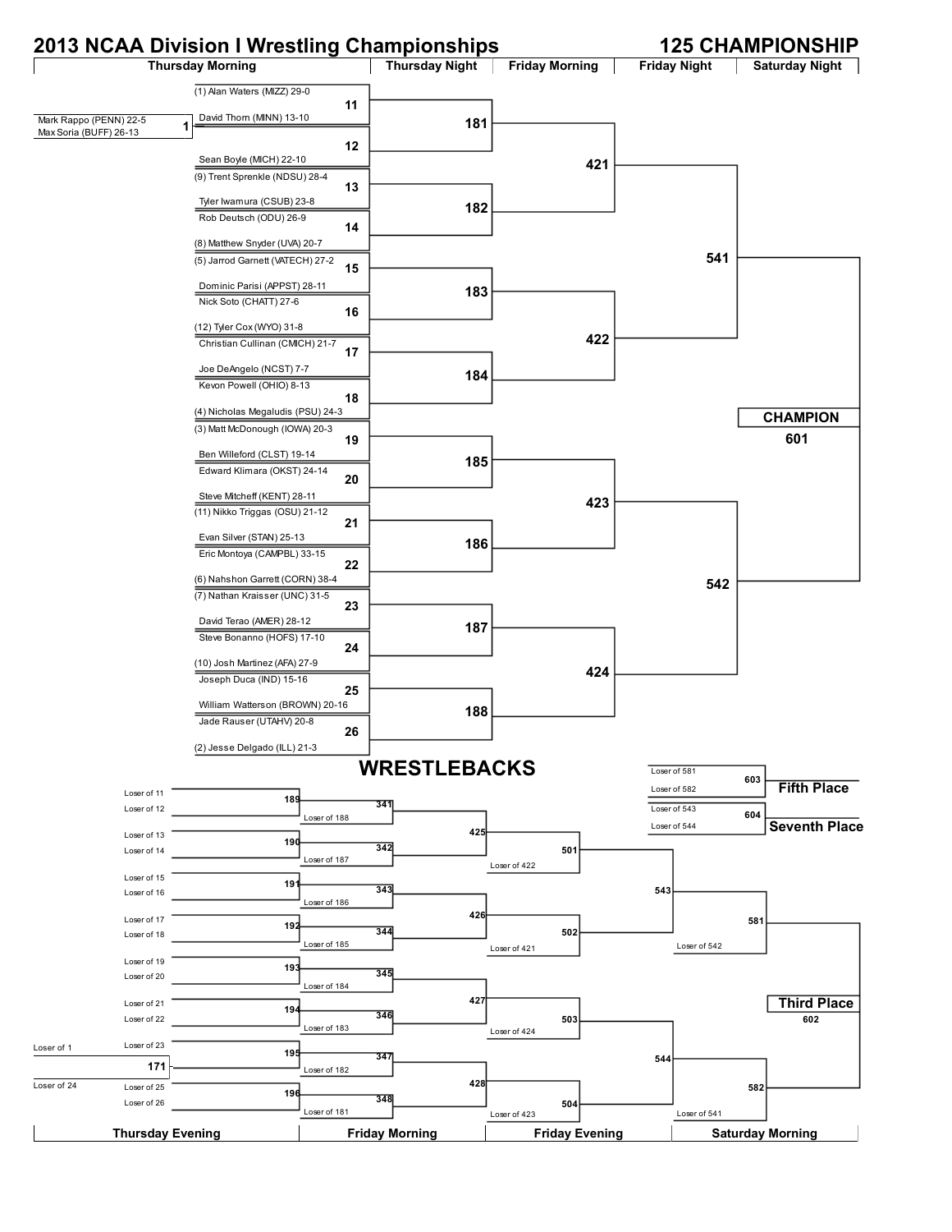# 2013 NCAA Division I Wrestling Championships

## 125 CHAMPIONSHIP

### Championship Bracket

**Pigtail (Thursday Morning)**

| Match | Wrestlers |
|---|---|
| 1 | Mark Rappo (PENN) 22-5 vs. Max Soria (BUFF) 26-13 |

**First Round (Thursday Morning)**

| Match | Wrestler | Wrestler |
|---|---|---|
| 11 | (1) Alan Waters (MIZZ) 29-0 | David Thorn (MINN) 13-10 |
| 12 | (Winner of 1) | Sean Boyle (MICH) 22-10 |
| 13 | (9) Trent Sprenkle (NDSU) 28-4 | Tyler Iwamura (CSUB) 23-8 |
| 14 | Rob Deutsch (ODU) 26-9 | (8) Matthew Snyder (UVA) 20-7 |
| 15 | (5) Jarrod Garnett (VATECH) 27-2 | Dominic Parisi (APPST) 28-11 |
| 16 | Nick Soto (CHATT) 27-6 | (12) Tyler Cox (WYO) 31-8 |
| 17 | Christian Cullinan (CMICH) 21-7 | Joe DeAngelo (NCST) 7-7 |
| 18 | Kevon Powell (OHIO) 8-13 | (4) Nicholas Megaludis (PSU) 24-3 |
| 19 | (3) Matt McDonough (IOWA) 20-3 | Ben Willeford (CLST) 19-14 |
| 20 | Edward Klimara (OKST) 24-14 | Steve Mitcheff (KENT) 28-11 |
| 21 | (11) Nikko Triggas (OSU) 21-12 | Evan Silver (STAN) 25-13 |
| 22 | Eric Montoya (CAMPBL) 33-15 | (6) Nahshon Garrett (CORN) 38-4 |
| 23 | (7) Nathan Kraisser (UNC) 31-5 | David Terao (AMER) 28-12 |
| 24 | Steve Bonanno (HOFS) 17-10 | (10) Josh Martinez (AFA) 27-9 |
| 25 | Joseph Duca (IND) 15-16 | William Watterson (BROWN) 20-16 |
| 26 | Jade Rauser (UTAHV) 20-8 | (2) Jesse Delgado (ILL) 21-3 |

**Second Round (Thursday Night)**

| Match | Winners of |
|---|---|
| 181 | 11 vs. 12 |
| 182 | 13 vs. 14 |
| 183 | 15 vs. 16 |
| 184 | 17 vs. 18 |
| 185 | 19 vs. 20 |
| 186 | 21 vs. 22 |
| 187 | 23 vs. 24 |
| 188 | 25 vs. 26 |

**Quarterfinals (Friday Morning)**

| Match | Winners of |
|---|---|
| 421 | 181 vs. 182 |
| 422 | 183 vs. 184 |
| 423 | 185 vs. 186 |
| 424 | 187 vs. 188 |

**Semifinals (Friday Night)**

| Match | Winners of |
|---|---|
| 541 | 421 vs. 422 |
| 542 | 423 vs. 424 |

**Final (Saturday Night)**

| Match | Winners of |
|---|---|
| CHAMPION 601 | 541 vs. 542 |

## WRESTLEBACKS

**Thursday Evening**

| Match | Wrestlers |
|---|---|
| 171 | Loser of 1 vs. Loser of 24 |
| 189 | Loser of 11 vs. Loser of 12 |
| 190 | Loser of 13 vs. Loser of 14 |
| 191 | Loser of 15 vs. Loser of 16 |
| 192 | Loser of 17 vs. Loser of 18 |
| 193 | Loser of 19 vs. Loser of 20 |
| 194 | Loser of 21 vs. Loser of 22 |
| 195 | Loser of 23 vs. Winner of 171 |
| 196 | Loser of 25 vs. Loser of 26 |

**Friday Morning**

| Match | Wrestlers |
|---|---|
| 341 | Winner of 189 vs. Loser of 188 |
| 342 | Winner of 190 vs. Loser of 187 |
| 343 | Winner of 191 vs. Loser of 186 |
| 344 | Winner of 192 vs. Loser of 185 |
| 345 | Winner of 193 vs. Loser of 184 |
| 346 | Winner of 194 vs. Loser of 183 |
| 347 | Winner of 195 vs. Loser of 182 |
| 348 | Winner of 196 vs. Loser of 181 |
| 425 | Winner of 341 vs. Winner of 342 |
| 426 | Winner of 343 vs. Winner of 344 |
| 427 | Winner of 345 vs. Winner of 346 |
| 428 | Winner of 347 vs. Winner of 348 |

**Friday Evening**

| Match | Wrestlers |
|---|---|
| 501 | Winner of 425 vs. Loser of 422 |
| 502 | Winner of 426 vs. Loser of 421 |
| 503 | Winner of 427 vs. Loser of 424 |
| 504 | Winner of 428 vs. Loser of 423 |
| 543 | Winner of 501 vs. Winner of 502 |
| 544 | Winner of 503 vs. Winner of 504 |

**Saturday Morning**

| Match | Wrestlers |
|---|---|
| 581 | Winner of 543 vs. Loser of 542 |
| 582 | Winner of 544 vs. Loser of 541 |
| Third Place 602 | Winner of 581 vs. Winner of 582 |
| Fifth Place 603 | Loser of 581 vs. Loser of 582 |
| Seventh Place 604 | Loser of 543 vs. Loser of 544 |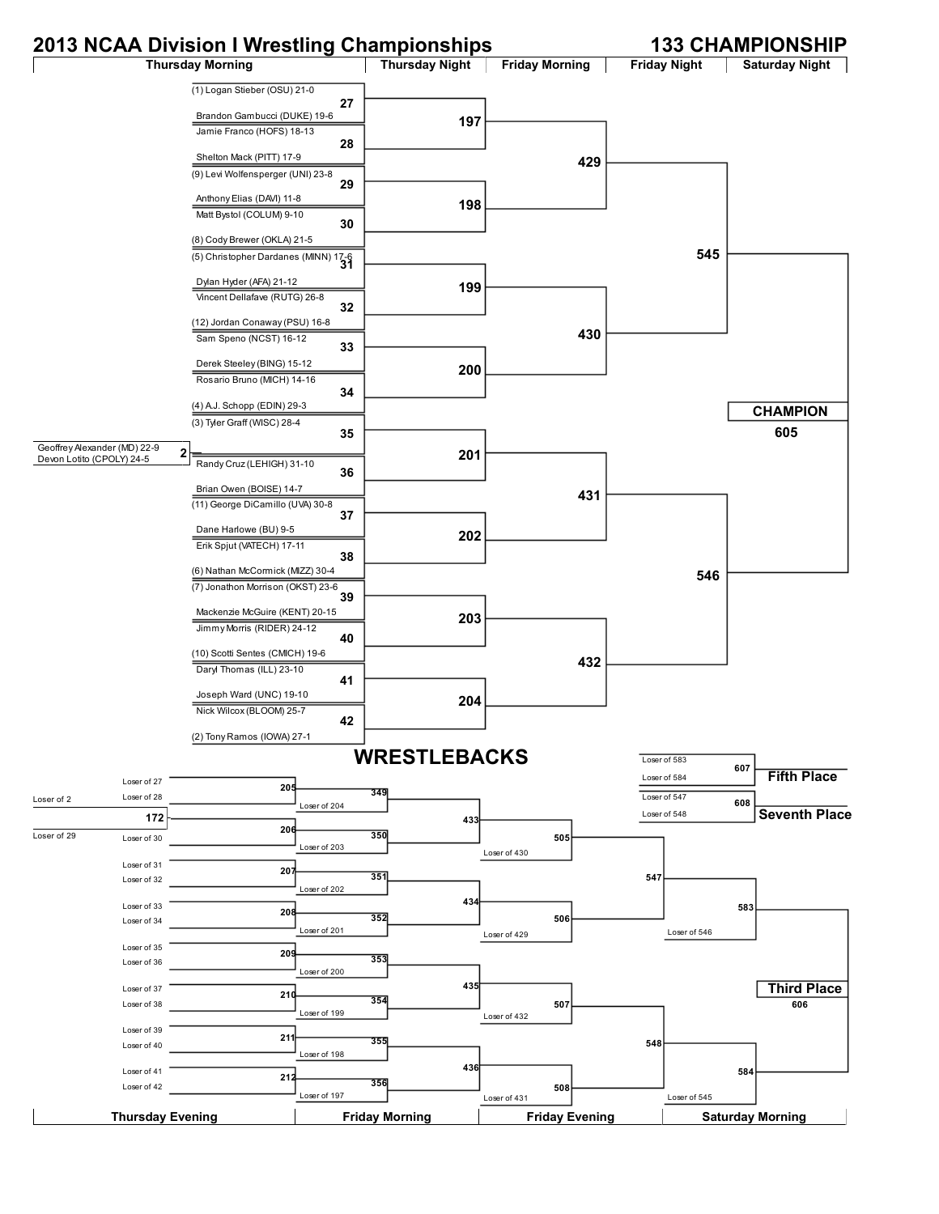# 2013 NCAA Division I Wrestling Championships

## 133 CHAMPIONSHIP

| Thursday Morning | Thursday Night | Friday Morning | Friday Night | Saturday Night |
|---|---|---|---|---|

### Pigtail

| Match | Wrestlers |
|---|---|
| 2 | Geoffrey Alexander (MD) 22-9 vs. Devon Lotito (CPOLY) 24-5 |

### First Round (Thursday Morning)

| Match | Wrestler 1 | Wrestler 2 |
|---|---|---|
| 27 | (1) Logan Stieber (OSU) 21-0 | Brandon Gambucci (DUKE) 19-6 |
| 28 | Jamie Franco (HOFS) 18-13 | Shelton Mack (PITT) 17-9 |
| 29 | (9) Levi Wolfensperger (UNI) 23-8 | Anthony Elias (DAVI) 11-8 |
| 30 | Matt Bystol (COLUM) 9-10 | (8) Cody Brewer (OKLA) 21-5 |
| 31 | (5) Christopher Dardanes (MINN) 17-6 | Dylan Hyder (AFA) 21-12 |
| 32 | Vincent Dellafave (RUTG) 26-8 | (12) Jordan Conaway (PSU) 16-8 |
| 33 | Sam Speno (NCST) 16-12 | Derek Steeley (BING) 15-12 |
| 34 | Rosario Bruno (MICH) 14-16 | (4) A.J. Schopp (EDIN) 29-3 |
| 35 | (3) Tyler Graff (WISC) 28-4 | Winner of 2 |
| 36 | Randy Cruz (LEHIGH) 31-10 | Brian Owen (BOISE) 14-7 |
| 37 | (11) George DiCamillo (UVA) 30-8 | Dane Harlowe (BU) 9-5 |
| 38 | Erik Spjut (VATECH) 17-11 | (6) Nathan McCormick (MIZZ) 30-4 |
| 39 | (7) Jonathon Morrison (OKST) 23-6 | Mackenzie McGuire (KENT) 20-15 |
| 40 | Jimmy Morris (RIDER) 24-12 | (10) Scotti Sentes (CMICH) 19-6 |
| 41 | Daryl Thomas (ILL) 23-10 | Joseph Ward (UNC) 19-10 |
| 42 | Nick Wilcox (BLOOM) 25-7 | (2) Tony Ramos (IOWA) 27-1 |

### Championship Bracket Progression

| Round | Match | Participants |
|---|---|---|
| Thursday Night | 197 | Winners of 27, 28 |
| Thursday Night | 198 | Winners of 29, 30 |
| Thursday Night | 199 | Winners of 31, 32 |
| Thursday Night | 200 | Winners of 33, 34 |
| Thursday Night | 201 | Winners of 35, 36 |
| Thursday Night | 202 | Winners of 37, 38 |
| Thursday Night | 203 | Winners of 39, 40 |
| Thursday Night | 204 | Winners of 41, 42 |
| Friday Morning | 429 | Winners of 197, 198 |
| Friday Morning | 430 | Winners of 199, 200 |
| Friday Morning | 431 | Winners of 201, 202 |
| Friday Morning | 432 | Winners of 203, 204 |
| Friday Night | 545 | Winners of 429, 430 |
| Friday Night | 546 | Winners of 431, 432 |
| Saturday Night | 605 | **CHAMPION** — Winners of 545, 546 |

## WRESTLEBACKS

| Thursday Evening | Friday Morning | Friday Evening | Saturday Morning |
|---|---|---|---|

| Match | Participants |
|---|---|
| 172 | Loser of 2 vs. Loser of 29 |
| 205 | Loser of 27 vs. Loser of 28 |
| 206 | Winner of 172 vs. Loser of 30 |
| 207 | Loser of 31 vs. Loser of 32 |
| 208 | Loser of 33 vs. Loser of 34 |
| 209 | Loser of 35 vs. Loser of 36 |
| 210 | Loser of 37 vs. Loser of 38 |
| 211 | Loser of 39 vs. Loser of 40 |
| 212 | Loser of 41 vs. Loser of 42 |
| 349 | Winner of 205 vs. Loser of 204 |
| 350 | Winner of 206 vs. Loser of 203 |
| 351 | Winner of 207 vs. Loser of 202 |
| 352 | Winner of 208 vs. Loser of 201 |
| 353 | Winner of 209 vs. Loser of 200 |
| 354 | Winner of 210 vs. Loser of 199 |
| 355 | Winner of 211 vs. Loser of 198 |
| 356 | Winner of 212 vs. Loser of 197 |
| 433 | Winners of 349, 350 |
| 434 | Winners of 351, 352 |
| 435 | Winners of 353, 354 |
| 436 | Winners of 355, 356 |
| 505 | Winner of 433 vs. Loser of 430 |
| 506 | Winner of 434 vs. Loser of 429 |
| 507 | Winner of 435 vs. Loser of 432 |
| 508 | Winner of 436 vs. Loser of 431 |
| 547 | Winners of 505, 506 |
| 548 | Winners of 507, 508 |
| 583 | Winner of 547 vs. Loser of 546 |
| 584 | Winner of 548 vs. Loser of 545 |
| 606 | **Third Place** — Winners of 583, 584 |
| 607 | **Fifth Place** — Loser of 583 vs. Loser of 584 |
| 608 | **Seventh Place** — Loser of 547 vs. Loser of 548 |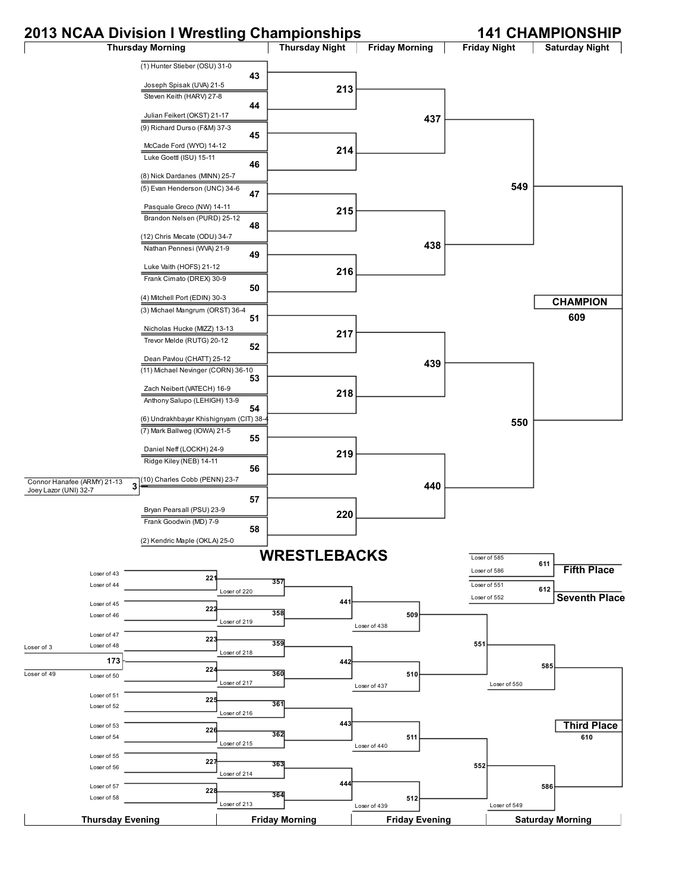# 2013 NCAA Division I Wrestling Championships

## 141 CHAMPIONSHIP

| Thursday Morning | Thursday Night | Friday Morning | Friday Night | Saturday Night |
|---|---|---|---|---|

### Thursday Morning

| Bout | Wrestler 1 | Wrestler 2 |
|---|---|---|
| 43 | (1) Hunter Stieber (OSU) 31-0 | Joseph Spisak (UVA) 21-5 |
| 44 | Steven Keith (HARV) 27-8 | Julian Feikert (OKST) 21-17 |
| 45 | (9) Richard Durso (F&M) 37-3 | McCade Ford (WYO) 14-12 |
| 46 | Luke Goettl (ISU) 15-11 | (8) Nick Dardanes (MINN) 25-7 |
| 47 | (5) Evan Henderson (UNC) 34-6 | Pasquale Greco (NW) 14-11 |
| 48 | Brandon Nelsen (PURD) 25-12 | (12) Chris Mecate (ODU) 34-7 |
| 49 | Nathan Pennesi (WVA) 21-9 | Luke Vaith (HOFS) 21-12 |
| 50 | Frank Cimato (DREX) 30-9 | (4) Mitchell Port (EDIN) 30-3 |
| 51 | (3) Michael Mangrum (ORST) 36-4 | Nicholas Hucke (MIZZ) 13-13 |
| 52 | Trevor Melde (RUTG) 20-12 | Dean Pavlou (CHATT) 25-12 |
| 53 | (11) Michael Nevinger (CORN) 36-10 | Zach Neibert (VATECH) 16-9 |
| 54 | Anthony Salupo (LEHIGH) 13-9 | (6) Undrakhbayar Khishignyam (CIT) 38-4 |
| 55 | (7) Mark Ballweg (IOWA) 21-5 | Daniel Neff (LOCKH) 24-9 |
| 56 | Ridge Kiley (NEB) 14-11 | (10) Charles Cobb (PENN) 23-7 |
| 57 | Winner of 3 | Bryan Pearsall (PSU) 23-9 |
| 58 | Frank Goodwin (MD) 7-9 | (2) Kendric Maple (OKLA) 25-0 |

Pigtail bout 3: Connor Hanafee (ARMY) 21-13 vs. Joey Lazor (UNI) 32-7

### Championship Bracket

| Thursday Night | Friday Morning | Friday Night | Saturday Night |
|---|---|---|---|
| 213 (W43 vs W44) | 437 (W213 vs W214) | 549 (W437 vs W438) | CHAMPION 609 (W549 vs W550) |
| 214 (W45 vs W46) | | | |
| 215 (W47 vs W48) | 438 (W215 vs W216) | | |
| 216 (W49 vs W50) | | | |
| 217 (W51 vs W52) | 439 (W217 vs W218) | 550 (W439 vs W440) | |
| 218 (W53 vs W54) | | | |
| 219 (W55 vs W56) | 440 (W219 vs W220) | | |
| 220 (W57 vs W58) | | | |

## WRESTLEBACKS

| Thursday Evening | Friday Morning | Friday Evening | Saturday Morning |
|---|---|---|---|

| Bout | Participants |
|---|---|
| 173 | Loser of 3 vs. Loser of 49 |
| 221 | Loser of 43 vs. Loser of 44 |
| 222 | Loser of 45 vs. Loser of 46 |
| 223 | Loser of 47 vs. Loser of 48 |
| 224 | Winner of 173 vs. Loser of 50 |
| 225 | Loser of 51 vs. Loser of 52 |
| 226 | Loser of 53 vs. Loser of 54 |
| 227 | Loser of 55 vs. Loser of 56 |
| 228 | Loser of 57 vs. Loser of 58 |
| 357 | Winner of 221 vs. Loser of 220 |
| 358 | Winner of 222 vs. Loser of 219 |
| 359 | Winner of 223 vs. Loser of 218 |
| 360 | Winner of 224 vs. Loser of 217 |
| 361 | Winner of 225 vs. Loser of 216 |
| 362 | Winner of 226 vs. Loser of 215 |
| 363 | Winner of 227 vs. Loser of 214 |
| 364 | Winner of 228 vs. Loser of 213 |
| 441 | Winner of 357 vs. Winner of 358 |
| 442 | Winner of 359 vs. Winner of 360 |
| 443 | Winner of 361 vs. Winner of 362 |
| 444 | Winner of 363 vs. Winner of 364 |
| 509 | Winner of 441 vs. Loser of 438 |
| 510 | Winner of 442 vs. Loser of 437 |
| 511 | Winner of 443 vs. Loser of 440 |
| 512 | Winner of 444 vs. Loser of 439 |
| 551 | Winner of 509 vs. Winner of 510 |
| 552 | Winner of 511 vs. Winner of 512 |
| 585 | Winner of 551 vs. Loser of 550 |
| 586 | Winner of 552 vs. Loser of 549 |

**Third Place** 610: Winner of 585 vs. Winner of 586

**Fifth Place** 611: Loser of 585 vs. Loser of 586

**Seventh Place** 612: Loser of 551 vs. Loser of 552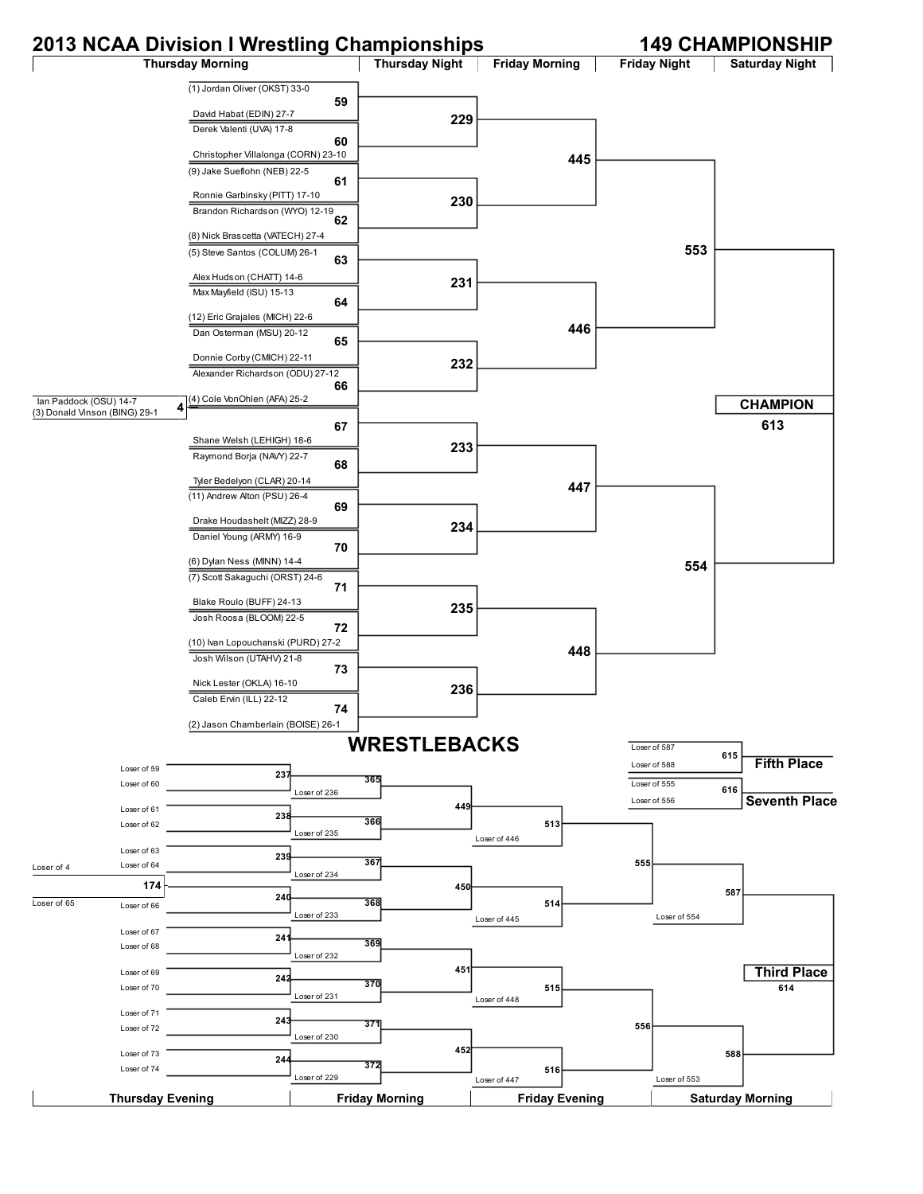# 2013 NCAA Division I Wrestling Championships

## 149 CHAMPIONSHIP

| Thursday Morning | Thursday Night | Friday Morning | Friday Night | Saturday Night |
|---|---|---|---|---|

### Championship Bracket

**Pigtail (Bout 4):**
- Ian Paddock (OSU) 14-7
- (3) Donald Vinson (BING) 29-1

**First Round (Thursday Morning):**

| Bout | Wrestler 1 | Wrestler 2 |
|---|---|---|
| 59 | (1) Jordan Oliver (OKST) 33-0 | David Habat (EDIN) 27-7 |
| 60 | Derek Valenti (UVA) 17-8 | Christopher Villalonga (CORN) 23-10 |
| 61 | (9) Jake Sueflohn (NEB) 22-5 | Ronnie Garbinsky (PITT) 17-10 |
| 62 | Brandon Richardson (WYO) 12-19 | (8) Nick Brascetta (VATECH) 27-4 |
| 63 | (5) Steve Santos (COLUM) 26-1 | Alex Hudson (CHATT) 14-6 |
| 64 | Max Mayfield (ISU) 15-13 | (12) Eric Grajales (MICH) 22-6 |
| 65 | Dan Osterman (MSU) 20-12 | Donnie Corby (CMICH) 22-11 |
| 66 | Alexander Richardson (ODU) 27-12 | (4) Cole VonOhlen (AFA) 25-2 |
| 67 | Winner of 4 | Shane Welsh (LEHIGH) 18-6 |
| 68 | Raymond Borja (NAVY) 22-7 | Tyler Bedelyon (CLAR) 20-14 |
| 69 | (11) Andrew Alton (PSU) 26-4 | Drake Houdashelt (MIZZ) 28-9 |
| 70 | Daniel Young (ARMY) 16-9 | (6) Dylan Ness (MINN) 14-4 |
| 71 | (7) Scott Sakaguchi (ORST) 24-6 | Blake Roulo (BUFF) 24-13 |
| 72 | Josh Roosa (BLOOM) 22-5 | (10) Ivan Lopouchanski (PURD) 27-2 |
| 73 | Josh Wilson (UTAHV) 21-8 | Nick Lester (OKLA) 16-10 |
| 74 | Caleb Ervin (ILL) 22-12 | (2) Jason Chamberlain (BOISE) 26-1 |

**Second Round (Thursday Night):**
- 229: Winner of 59 vs Winner of 60
- 230: Winner of 61 vs Winner of 62
- 231: Winner of 63 vs Winner of 64
- 232: Winner of 65 vs Winner of 66
- 233: Winner of 67 vs Winner of 68
- 234: Winner of 69 vs Winner of 70
- 235: Winner of 71 vs Winner of 72
- 236: Winner of 73 vs Winner of 74

**Quarterfinals (Friday Morning):**
- 445: Winner of 229 vs Winner of 230
- 446: Winner of 231 vs Winner of 232
- 447: Winner of 233 vs Winner of 234
- 448: Winner of 235 vs Winner of 236

**Semifinals (Friday Night):**
- 553: Winner of 445 vs Winner of 446
- 554: Winner of 447 vs Winner of 448

**CHAMPION (Saturday Night):** 613

## WRESTLEBACKS

| Thursday Evening | Friday Morning | Friday Evening | Saturday Morning |
|---|---|---|---|

**174:** Loser of 4 vs Loser of 65

**First Round Consolation (Thursday Evening):**
- 237: Loser of 59 vs Loser of 60
- 238: Loser of 61 vs Loser of 62
- 239: Loser of 63 vs Loser of 64
- 240: Winner of 174 vs Loser of 66
- 241: Loser of 67 vs Loser of 68
- 242: Loser of 69 vs Loser of 70
- 243: Loser of 71 vs Loser of 72
- 244: Loser of 73 vs Loser of 74

**Friday Morning:**
- 365: Winner of 237 vs Loser of 236
- 366: Winner of 238 vs Loser of 235
- 367: Winner of 239 vs Loser of 234
- 368: Winner of 240 vs Loser of 233
- 369: Winner of 241 vs Loser of 232
- 370: Winner of 242 vs Loser of 231
- 371: Winner of 243 vs Loser of 230
- 372: Winner of 244 vs Loser of 229
- 449: Winner of 365 vs Winner of 366
- 450: Winner of 367 vs Winner of 368
- 451: Winner of 369 vs Winner of 370
- 452: Winner of 371 vs Winner of 372

**Friday Evening:**
- 513: Winner of 449 vs Loser of 446
- 514: Winner of 450 vs Loser of 445
- 515: Winner of 451 vs Loser of 448
- 516: Winner of 452 vs Loser of 447
- 555: Winner of 513 vs Winner of 514
- 556: Winner of 515 vs Winner of 516

**Saturday Morning:**
- 587: Winner of 555 vs Loser of 554
- 588: Winner of 556 vs Loser of 553

**Third Place:** 614 (Winner of 587 vs Winner of 588)

**Fifth Place:** 615 (Loser of 587 vs Loser of 588)

**Seventh Place:** 616 (Loser of 555 vs Loser of 556)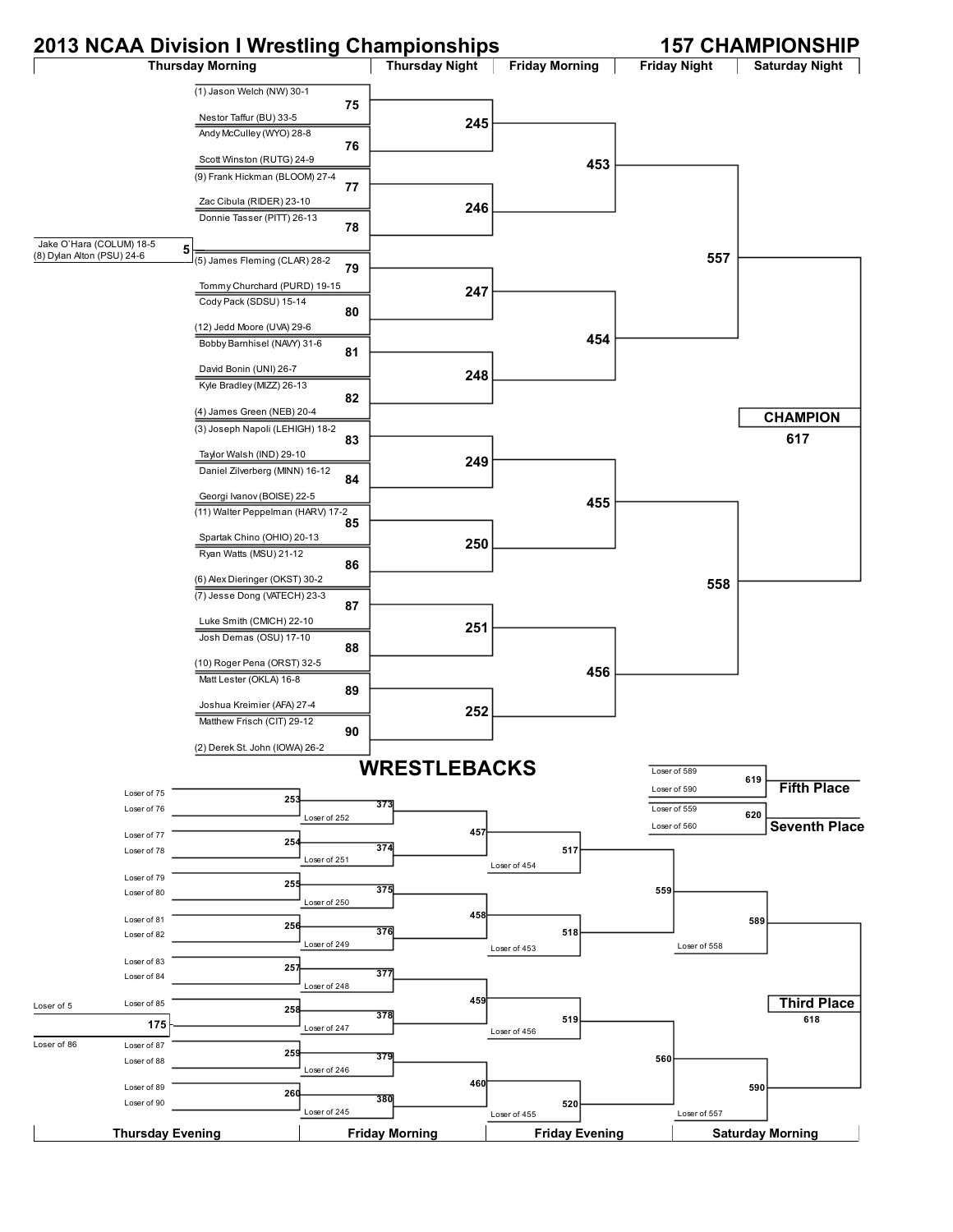# 2013 NCAA Division I Wrestling Championships

## 157 CHAMPIONSHIP

| Thursday Morning | Thursday Night | Friday Morning | Friday Night | Saturday Night |
|---|---|---|---|---|

### Pigtail

- Match 5: Jake O`Hara (COLUM) 18-5 vs (8) Dylan Alton (PSU) 24-6

### Championship Bracket

**Thursday Morning**

| Match | Wrestler 1 | Wrestler 2 |
|---|---|---|
| 75 | (1) Jason Welch (NW) 30-1 | Nestor Taffur (BU) 33-5 |
| 76 | Andy McCulley (WYO) 28-8 | Scott Winston (RUTG) 24-9 |
| 77 | (9) Frank Hickman (BLOOM) 27-4 | Zac Cibula (RIDER) 23-10 |
| 78 | Donnie Tasser (PITT) 26-13 | Winner of 5 |
| 79 | (5) James Fleming (CLAR) 28-2 | Tommy Churchard (PURD) 19-15 |
| 80 | Cody Pack (SDSU) 15-14 | (12) Jedd Moore (UVA) 29-6 |
| 81 | Bobby Barnhisel (NAVY) 31-6 | David Bonin (UNI) 26-7 |
| 82 | Kyle Bradley (MIZZ) 26-13 | (4) James Green (NEB) 20-4 |
| 83 | (3) Joseph Napoli (LEHIGH) 18-2 | Taylor Walsh (IND) 29-10 |
| 84 | Daniel Zilverberg (MINN) 16-12 | Georgi Ivanov (BOISE) 22-5 |
| 85 | (11) Walter Peppelman (HARV) 17-2 | Spartak Chino (OHIO) 20-13 |
| 86 | Ryan Watts (MSU) 21-12 | (6) Alex Dieringer (OKST) 30-2 |
| 87 | (7) Jesse Dong (VATECH) 23-3 | Luke Smith (CMICH) 22-10 |
| 88 | Josh Demas (OSU) 17-10 | (10) Roger Pena (ORST) 32-5 |
| 89 | Matt Lester (OKLA) 16-8 | Joshua Kreimier (AFA) 27-4 |
| 90 | Matthew Frisch (CIT) 29-12 | (2) Derek St. John (IOWA) 26-2 |

**Thursday Night**

- 245: Winner of 75 vs Winner of 76
- 246: Winner of 77 vs Winner of 78
- 247: Winner of 79 vs Winner of 80
- 248: Winner of 81 vs Winner of 82
- 249: Winner of 83 vs Winner of 84
- 250: Winner of 85 vs Winner of 86
- 251: Winner of 87 vs Winner of 88
- 252: Winner of 89 vs Winner of 90

**Friday Morning**

- 453: Winner of 245 vs Winner of 246
- 454: Winner of 247 vs Winner of 248
- 455: Winner of 249 vs Winner of 250
- 456: Winner of 251 vs Winner of 252

**Friday Night**

- 557: Winner of 453 vs Winner of 454
- 558: Winner of 455 vs Winner of 456

**Saturday Night**

- CHAMPION 617: Winner of 557 vs Winner of 558

## WRESTLEBACKS

**Thursday Evening**

- 175: Loser of 5 vs Loser of 86
- 253: Loser of 75 vs Loser of 76
- 254: Loser of 77 vs Loser of 78
- 255: Loser of 79 vs Loser of 80
- 256: Loser of 81 vs Loser of 82
- 257: Loser of 83 vs Loser of 84
- 258: Loser of 85 vs Winner of 175
- 259: Loser of 87 vs Loser of 88
- 260: Loser of 89 vs Loser of 90

**Friday Morning**

- 373: Winner of 253 vs Loser of 252
- 374: Winner of 254 vs Loser of 251
- 375: Winner of 255 vs Loser of 250
- 376: Winner of 256 vs Loser of 249
- 377: Winner of 257 vs Loser of 248
- 378: Winner of 258 vs Loser of 247
- 379: Winner of 259 vs Loser of 246
- 380: Winner of 260 vs Loser of 245
- 457: Winner of 373 vs Winner of 374
- 458: Winner of 375 vs Winner of 376
- 459: Winner of 377 vs Winner of 378
- 460: Winner of 379 vs Winner of 380

**Friday Evening**

- 517: Winner of 457 vs Loser of 454
- 518: Winner of 458 vs Loser of 453
- 519: Winner of 459 vs Loser of 456
- 520: Winner of 460 vs Loser of 455

**Saturday Morning**

- 559: Winner of 517 vs Winner of 518
- 560: Winner of 519 vs Winner of 520
- 589: Winner of 559 vs Loser of 558
- 590: Winner of 560 vs Loser of 557

**Placement Matches**

- Third Place 618: Winner of 589 vs Winner of 590
- Fifth Place 619: Loser of 589 vs Loser of 590
- Seventh Place 620: Loser of 559 vs Loser of 560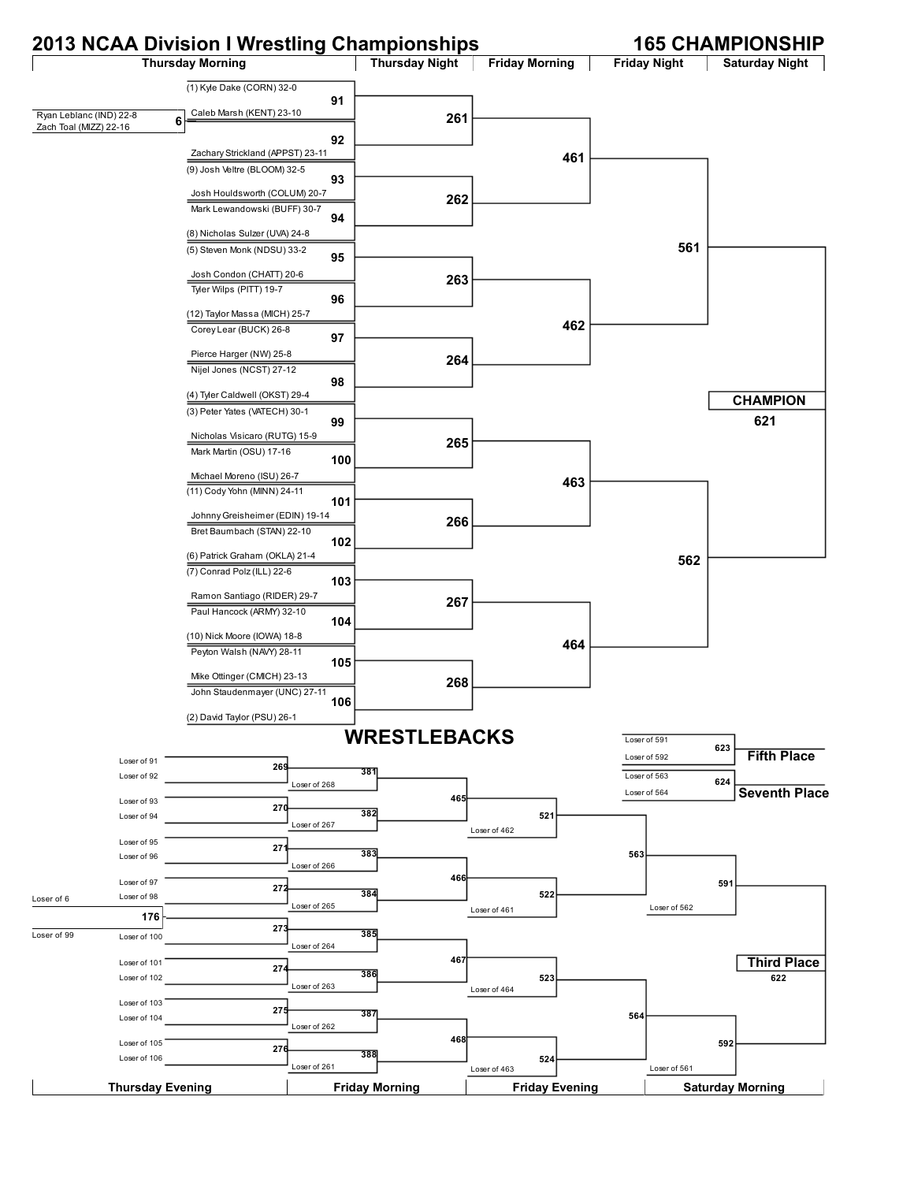# 2013 NCAA Division I Wrestling Championships

## 165 CHAMPIONSHIP

| Thursday Morning | Thursday Night | Friday Morning | Friday Night | Saturday Night |
|---|---|---|---|---|

**Pigtail:** Ryan Leblanc (IND) 22-8 vs. Zach Toal (MIZZ) 22-16 — Bout 6

### Thursday Morning (First Round)

| Bout | Wrestler | Wrestler |
|---|---|---|
| 91 | (1) Kyle Dake (CORN) 32-0 | Caleb Marsh (KENT) 23-10 |
| 92 | Winner of 6 | Zachary Strickland (APPST) 23-11 |
| 93 | (9) Josh Veltre (BLOOM) 32-5 | Josh Houldsworth (COLUM) 20-7 |
| 94 | Mark Lewandowski (BUFF) 30-7 | (8) Nicholas Sulzer (UVA) 24-8 |
| 95 | (5) Steven Monk (NDSU) 33-2 | Josh Condon (CHATT) 20-6 |
| 96 | Tyler Wilps (PITT) 19-7 | (12) Taylor Massa (MICH) 25-7 |
| 97 | Corey Lear (BUCK) 26-8 | Pierce Harger (NW) 25-8 |
| 98 | Nijel Jones (NCST) 27-12 | (4) Tyler Caldwell (OKST) 29-4 |
| 99 | (3) Peter Yates (VATECH) 30-1 | Nicholas Visicaro (RUTG) 15-9 |
| 100 | Mark Martin (OSU) 17-16 | Michael Moreno (ISU) 26-7 |
| 101 | (11) Cody Yohn (MINN) 24-11 | Johnny Greisheimer (EDIN) 19-14 |
| 102 | Bret Baumbach (STAN) 22-10 | (6) Patrick Graham (OKLA) 21-4 |
| 103 | (7) Conrad Polz (ILL) 22-6 | Ramon Santiago (RIDER) 29-7 |
| 104 | Paul Hancock (ARMY) 32-10 | (10) Nick Moore (IOWA) 18-8 |
| 105 | Peyton Walsh (NAVY) 28-11 | Mike Ottinger (CMICH) 23-13 |
| 106 | John Staudenmayer (UNC) 27-11 | (2) David Taylor (PSU) 26-1 |

### Thursday Night

- 261: Winner 91 vs. Winner 92
- 262: Winner 93 vs. Winner 94
- 263: Winner 95 vs. Winner 96
- 264: Winner 97 vs. Winner 98
- 265: Winner 99 vs. Winner 100
- 266: Winner 101 vs. Winner 102
- 267: Winner 103 vs. Winner 104
- 268: Winner 105 vs. Winner 106

### Friday Morning

- 461: Winner 261 vs. Winner 262
- 462: Winner 263 vs. Winner 264
- 463: Winner 265 vs. Winner 266
- 464: Winner 267 vs. Winner 268

### Friday Night

- 561: Winner 461 vs. Winner 462
- 562: Winner 463 vs. Winner 464

### Saturday Night

**CHAMPION** — 621

## WRESTLEBACKS

| Thursday Evening | Friday Morning | Friday Evening | Saturday Morning |
|---|---|---|---|

### Thursday Evening

- 176: Loser of 6 vs. Loser of 99
- 269: Loser of 91 vs. Loser of 92
- 270: Loser of 93 vs. Loser of 94
- 271: Loser of 95 vs. Loser of 96
- 272: Loser of 97 vs. Loser of 98
- 273: Winner 176 vs. Loser of 100
- 274: Loser of 101 vs. Loser of 102
- 275: Loser of 103 vs. Loser of 104
- 276: Loser of 105 vs. Loser of 106

### Friday Morning

- 381: Winner 269 vs. Loser of 268
- 382: Winner 270 vs. Loser of 267
- 383: Winner 271 vs. Loser of 266
- 384: Winner 272 vs. Loser of 265
- 385: Winner 273 vs. Loser of 264
- 386: Winner 274 vs. Loser of 263
- 387: Winner 275 vs. Loser of 262
- 388: Winner 276 vs. Loser of 261
- 465: Winner 381 vs. Winner 382
- 466: Winner 383 vs. Winner 384
- 467: Winner 385 vs. Winner 386
- 468: Winner 387 vs. Winner 388

### Friday Evening

- 521: Winner 465 vs. Loser of 462
- 522: Winner 466 vs. Loser of 461
- 523: Winner 467 vs. Loser of 464
- 524: Winner 468 vs. Loser of 463
- 563: Winner 521 vs. Winner 522
- 564: Winner 523 vs. Winner 524

### Saturday Morning

- 591: Winner 563 vs. Loser of 562
- 592: Winner 564 vs. Loser of 561

**Third Place** — 622: Winner 591 vs. Winner 592

**Fifth Place** — 623: Loser of 591 vs. Loser of 592

**Seventh Place** — 624: Loser of 563 vs. Loser of 564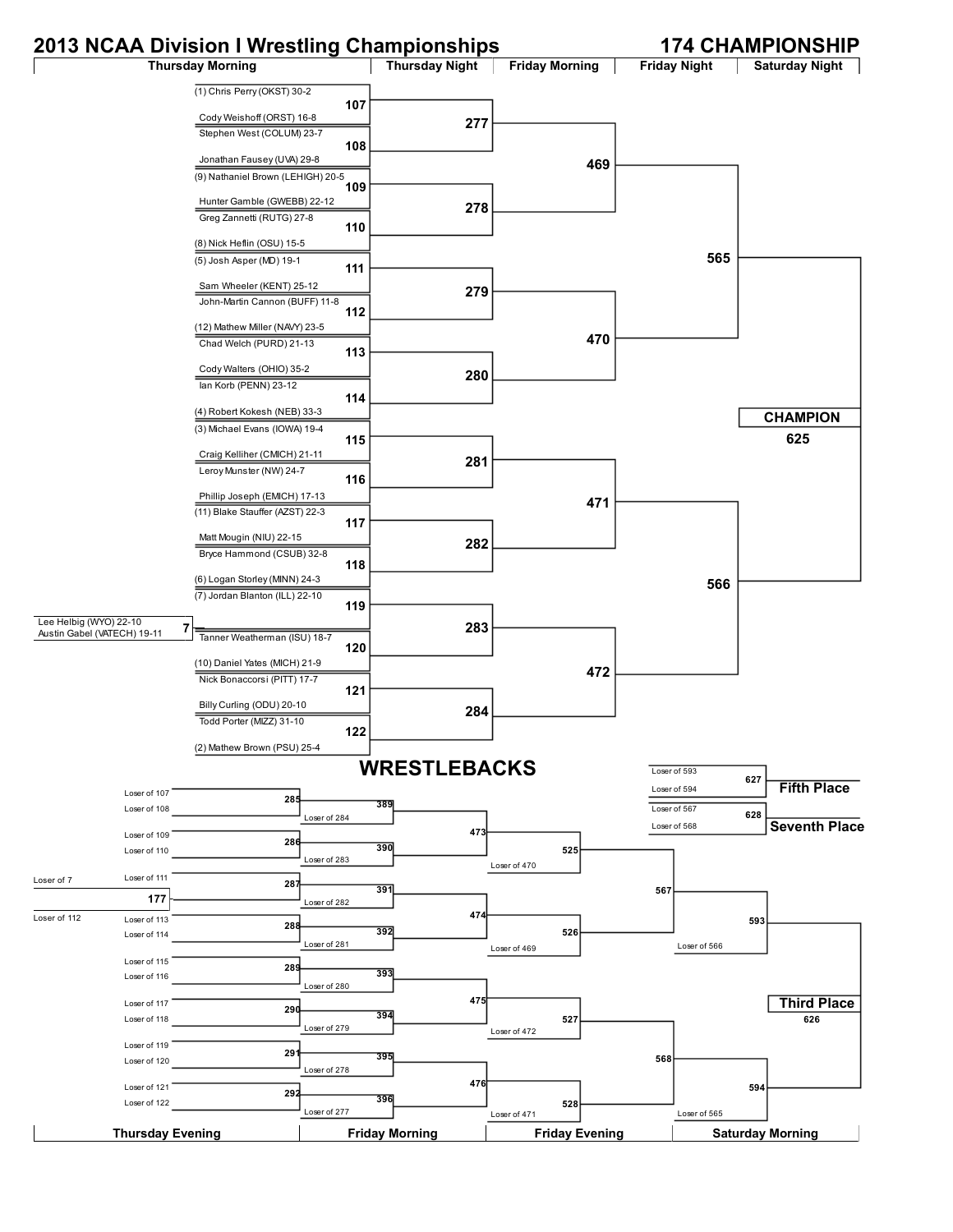# 2013 NCAA Division I Wrestling Championships

## 174 CHAMPIONSHIP

### Championship Bracket

| Thursday Morning | Thursday Night | Friday Morning | Friday Night | Saturday Night |
|---|---|---|---|---|
| **107**: (1) Chris Perry (OKST) 30-2 vs. Cody Weishoff (ORST) 16-8 | 277 | 469 | 565 | CHAMPION 625 |
| **108**: Stephen West (COLUM) 23-7 vs. Jonathan Fausey (UVA) 29-8 | | | | |
| **109**: (9) Nathaniel Brown (LEHIGH) 20-5 vs. Hunter Gamble (GWEBB) 22-12 | 278 | | | |
| **110**: Greg Zannetti (RUTG) 27-8 vs. (8) Nick Heflin (OSU) 15-5 | | | | |
| **111**: (5) Josh Asper (MD) 19-1 vs. Sam Wheeler (KENT) 25-12 | 279 | 470 | | |
| **112**: John-Martin Cannon (BUFF) 11-8 vs. (12) Mathew Miller (NAVY) 23-5 | | | | |
| **113**: Chad Welch (PURD) 21-13 vs. Cody Walters (OHIO) 35-2 | 280 | | | |
| **114**: Ian Korb (PENN) 23-12 vs. (4) Robert Kokesh (NEB) 33-3 | | | | |
| **115**: (3) Michael Evans (IOWA) 19-4 vs. Craig Kelliher (CMICH) 21-11 | 281 | 471 | 566 | |
| **116**: Leroy Munster (NW) 24-7 vs. Phillip Joseph (EMICH) 17-13 | | | | |
| **117**: (11) Blake Stauffer (AZST) 22-3 vs. Matt Mougin (NIU) 22-15 | 282 | | | |
| **118**: Bryce Hammond (CSUB) 32-8 vs. (6) Logan Storley (MINN) 24-3 | | | | |
| **119**: (7) Jordan Blanton (ILL) 22-10 vs. Winner of 7 | 283 | 472 | | |
| **120**: Tanner Weatherman (ISU) 18-7 vs. (10) Daniel Yates (MICH) 21-9 | | | | |
| **121**: Nick Bonaccorsi (PITT) 17-7 vs. Billy Curling (ODU) 20-10 | 284 | | | |
| **122**: Todd Porter (MIZZ) 31-10 vs. (2) Mathew Brown (PSU) 25-4 | | | | |

Pigtail **7**: Lee Helbig (WYO) 22-10 vs. Austin Gabel (VATECH) 19-11

### WRESTLEBACKS

| Thursday Evening | Friday Morning | Friday Evening | Saturday Morning |
|---|---|---|---|
| **285**: Loser of 107 vs. Loser of 108 | **389**: Winner 285 vs. Loser of 284 | **473** → **525** (vs. Loser of 470) | **567** → **593** (vs. Loser of 566) |
| **286**: Loser of 109 vs. Loser of 110 | **390**: Winner 286 vs. Loser of 283 | | |
| **287**: Loser of 111 vs. Winner 177 | **391**: Winner 287 vs. Loser of 282 | **474** → **526** (vs. Loser of 469) | |
| **288**: Loser of 113 vs. Loser of 114 | **392**: Winner 288 vs. Loser of 281 | | |
| **289**: Loser of 115 vs. Loser of 116 | **393**: Winner 289 vs. Loser of 280 | **475** → **527** (vs. Loser of 472) | **568** → **594** (vs. Loser of 565) |
| **290**: Loser of 117 vs. Loser of 118 | **394**: Winner 290 vs. Loser of 279 | | |
| **291**: Loser of 119 vs. Loser of 120 | **395**: Winner 291 vs. Loser of 278 | **476** → **528** (vs. Loser of 471) | |
| **292**: Loser of 121 vs. Loser of 122 | **396**: Winner 292 vs. Loser of 277 | | |

**177**: Loser of 7 vs. Loser of 112

**Third Place 626**: Winner 593 vs. Winner 594

**Fifth Place 627**: Loser of 593 vs. Loser of 594

**Seventh Place 628**: Loser of 567 vs. Loser of 568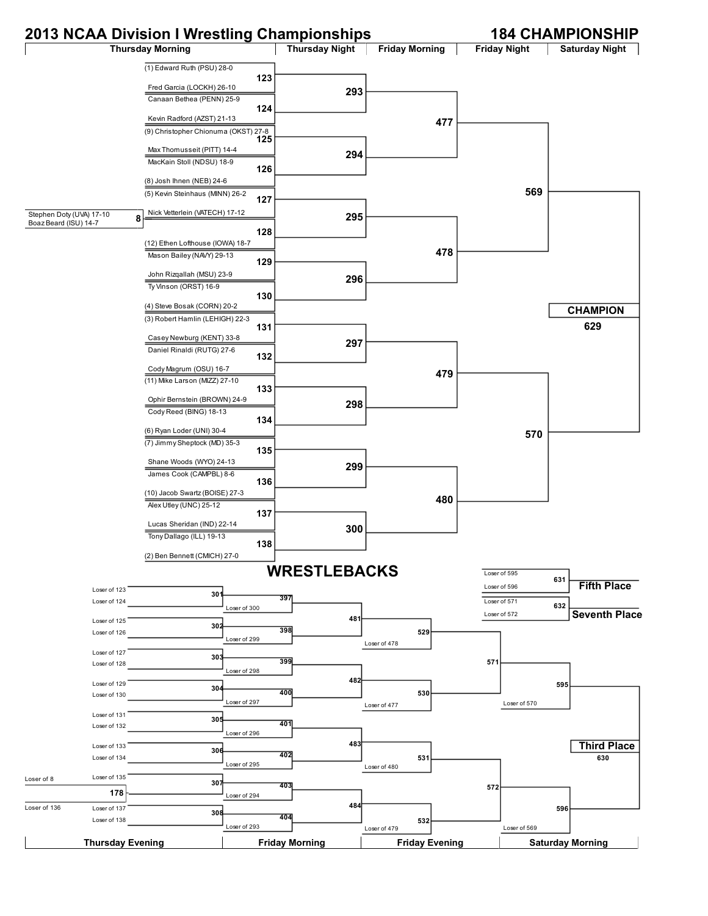# 2013 NCAA Division I Wrestling Championships

## 184 CHAMPIONSHIP

| Thursday Morning | Thursday Night | Friday Morning | Friday Night | Saturday Night |
|---|---|---|---|---|

### Championship Bracket

**Pre-round:** Stephen Doty (UVA) 17-10 vs. Boaz Beard (ISU) 14-7 — Match 8

**Thursday Morning (First Round)**

| Match | Wrestler 1 | Wrestler 2 |
|---|---|---|
| 123 | (1) Edward Ruth (PSU) 28-0 | Fred Garcia (LOCKH) 26-10 |
| 124 | Canaan Bethea (PENN) 25-9 | Kevin Radford (AZST) 21-13 |
| 125 | (9) Christopher Chionuma (OKST) 27-8 | Max Thomusseit (PITT) 14-4 |
| 126 | MacKain Stoll (NDSU) 18-9 | (8) Josh Ihnen (NEB) 24-6 |
| 127 | (5) Kevin Steinhaus (MINN) 26-2 | Nick Vetterlein (VATECH) 17-12 |
| 128 | Winner of 8 | (12) Ethen Lofthouse (IOWA) 18-7 |
| 129 | Mason Bailey (NAVY) 29-13 | John Rizqallah (MSU) 23-9 |
| 130 | Ty Vinson (ORST) 16-9 | (4) Steve Bosak (CORN) 20-2 |
| 131 | (3) Robert Hamlin (LEHIGH) 22-3 | Casey Newburg (KENT) 33-8 |
| 132 | Daniel Rinaldi (RUTG) 27-6 | Cody Magrum (OSU) 16-7 |
| 133 | (11) Mike Larson (MIZZ) 27-10 | Ophir Bernstein (BROWN) 24-9 |
| 134 | Cody Reed (BING) 18-13 | (6) Ryan Loder (UNI) 30-4 |
| 135 | (7) Jimmy Sheptock (MD) 35-3 | Shane Woods (WYO) 24-13 |
| 136 | James Cook (CAMPBL) 8-6 | (10) Jacob Swartz (BOISE) 27-3 |
| 137 | Alex Utley (UNC) 25-12 | Lucas Sheridan (IND) 22-14 |
| 138 | Tony Dallago (ILL) 19-13 | (2) Ben Bennett (CMICH) 27-0 |

**Thursday Night:** 293 (123 vs 124), 294 (125 vs 126), 295 (127 vs 128), 296 (129 vs 130), 297 (131 vs 132), 298 (133 vs 134), 299 (135 vs 136), 300 (137 vs 138)

**Friday Morning:** 477 (293 vs 294), 478 (295 vs 296), 479 (297 vs 298), 480 (299 vs 300)

**Friday Night:** 569 (477 vs 478), 570 (479 vs 480)

**Saturday Night:** CHAMPION 629 (569 vs 570)

## WRESTLEBACKS

| Thursday Evening | Friday Morning | Friday Evening | Saturday Morning |
|---|---|---|---|

**Thursday Evening**

- 178: Loser of 8 vs. Loser of 136
- 301: Loser of 123 vs. Loser of 124
- 302: Loser of 125 vs. Loser of 126
- 303: Loser of 127 vs. Loser of 128
- 304: Loser of 129 vs. Loser of 130
- 305: Loser of 131 vs. Loser of 132
- 306: Loser of 133 vs. Loser of 134
- 307: Loser of 135 vs. Winner of 178
- 308: Loser of 137 vs. Loser of 138

**Friday Morning**

- 397: Winner of 301 vs. Loser of 300
- 398: Winner of 302 vs. Loser of 299
- 399: Winner of 303 vs. Loser of 298
- 400: Winner of 304 vs. Loser of 297
- 401: Winner of 305 vs. Loser of 296
- 402: Winner of 306 vs. Loser of 295
- 403: Winner of 307 vs. Loser of 294
- 404: Winner of 308 vs. Loser of 293
- 481: 397 vs. 398
- 482: 399 vs. 400
- 483: 401 vs. 402
- 484: 403 vs. 404

**Friday Evening**

- 529: Winner of 481 vs. Loser of 478
- 530: Winner of 482 vs. Loser of 477
- 531: Winner of 483 vs. Loser of 480
- 532: Winner of 484 vs. Loser of 479
- 571: 529 vs. 530
- 572: 531 vs. 532

**Saturday Morning**

- 595: Winner of 571 vs. Loser of 570
- 596: Winner of 572 vs. Loser of 569

**Third Place** 630: 595 vs. 596

**Fifth Place** 631: Loser of 595 vs. Loser of 596

**Seventh Place** 632: Loser of 571 vs. Loser of 572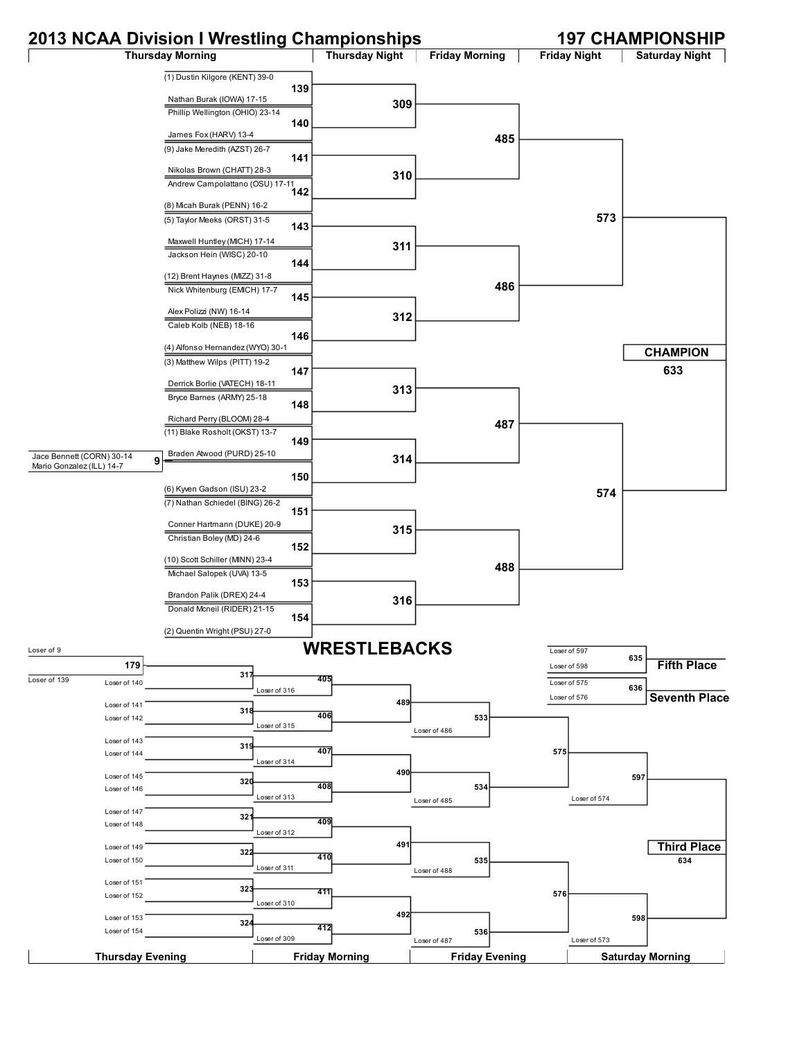# 2013 NCAA Division I Wrestling Championships

## 197 CHAMPIONSHIP

### Championship Bracket

| Thursday Morning | Thursday Night | Friday Morning | Friday Night | Saturday Night |
|---|---|---|---|---|

**Pigtail**

- Match 9: Jace Bennett (CORN) 30-14 vs. Mario Gonzalez (ILL) 14-7

**Thursday Morning**

- Match 139: (1) Dustin Kilgore (KENT) 39-0 vs. Nathan Burak (IOWA) 17-15
- Match 140: Phillip Wellington (OHIO) 23-14 vs. James Fox (HARV) 13-4
- Match 141: (9) Jake Meredith (AZST) 26-7 vs. Nikolas Brown (CHATT) 28-3
- Match 142: Andrew Campolattano (OSU) 17-11 vs. (8) Micah Burak (PENN) 16-2
- Match 143: (5) Taylor Meeks (ORST) 31-5 vs. Maxwell Huntley (MICH) 17-14
- Match 144: Jackson Hein (WISC) 20-10 vs. (12) Brent Haynes (MIZZ) 31-8
- Match 145: Nick Whitenburg (EMICH) 17-7 vs. Alex Polizzi (NW) 16-14
- Match 146: Caleb Kolb (NEB) 18-16 vs. (4) Alfonso Hernandez (WYO) 30-1
- Match 147: (3) Matthew Wilps (PITT) 19-2 vs. Derrick Borlie (VATECH) 18-11
- Match 148: Bryce Barnes (ARMY) 25-18 vs. Richard Perry (BLOOM) 28-4
- Match 149: (11) Blake Rosholt (OKST) 13-7 vs. Braden Atwood (PURD) 25-10
- Match 150: Winner of 9 vs. (6) Kyven Gadson (ISU) 23-2
- Match 151: (7) Nathan Schiedel (BING) 26-2 vs. Conner Hartmann (DUKE) 20-9
- Match 152: Christian Boley (MD) 24-6 vs. (10) Scott Schiller (MINN) 23-4
- Match 153: Michael Salopek (UVA) 13-5 vs. Brandon Palik (DREX) 24-4
- Match 154: Donald Mcneil (RIDER) 21-15 vs. (2) Quentin Wright (PSU) 27-0

**Thursday Night**

- Match 309: Winner of 139 vs. Winner of 140
- Match 310: Winner of 141 vs. Winner of 142
- Match 311: Winner of 143 vs. Winner of 144
- Match 312: Winner of 145 vs. Winner of 146
- Match 313: Winner of 147 vs. Winner of 148
- Match 314: Winner of 149 vs. Winner of 150
- Match 315: Winner of 151 vs. Winner of 152
- Match 316: Winner of 153 vs. Winner of 154

**Friday Morning**

- Match 485: Winner of 309 vs. Winner of 310
- Match 486: Winner of 311 vs. Winner of 312
- Match 487: Winner of 313 vs. Winner of 314
- Match 488: Winner of 315 vs. Winner of 316

**Friday Night**

- Match 573: Winner of 485 vs. Winner of 486
- Match 574: Winner of 487 vs. Winner of 488

**Saturday Night**

- **CHAMPION** — Match 633: Winner of 573 vs. Winner of 574

## WRESTLEBACKS

| Thursday Evening | Friday Morning | Friday Evening | Saturday Morning |
|---|---|---|---|

**Thursday Evening**

- Match 179: Loser of 9 vs. Loser of 139
- Match 317: Winner of 179 vs. Loser of 140
- Match 318: Loser of 141 vs. Loser of 142
- Match 319: Loser of 143 vs. Loser of 144
- Match 320: Loser of 145 vs. Loser of 146
- Match 321: Loser of 147 vs. Loser of 148
- Match 322: Loser of 149 vs. Loser of 150
- Match 323: Loser of 151 vs. Loser of 152
- Match 324: Loser of 153 vs. Loser of 154

**Friday Morning**

- Match 405: Winner of 317 vs. Loser of 316
- Match 406: Winner of 318 vs. Loser of 315
- Match 407: Winner of 319 vs. Loser of 314
- Match 408: Winner of 320 vs. Loser of 313
- Match 409: Winner of 321 vs. Loser of 312
- Match 410: Winner of 322 vs. Loser of 311
- Match 411: Winner of 323 vs. Loser of 310
- Match 412: Winner of 324 vs. Loser of 309
- Match 489: Winner of 405 vs. Winner of 406
- Match 490: Winner of 407 vs. Winner of 408
- Match 491: Winner of 409 vs. Winner of 410
- Match 492: Winner of 411 vs. Winner of 412

**Friday Evening**

- Match 533: Winner of 489 vs. Loser of 486
- Match 534: Winner of 490 vs. Loser of 485
- Match 535: Winner of 491 vs. Loser of 488
- Match 536: Winner of 492 vs. Loser of 487
- Match 575: Winner of 533 vs. Winner of 534
- Match 576: Winner of 535 vs. Winner of 536

**Saturday Morning**

- Match 597: Winner of 575 vs. Loser of 574
- Match 598: Winner of 576 vs. Loser of 573

**Placement Matches**

- **Third Place** — Match 634: Winner of 597 vs. Winner of 598
- **Fifth Place** — Match 635: Loser of 597 vs. Loser of 598
- **Seventh Place** — Match 636: Loser of 575 vs. Loser of 576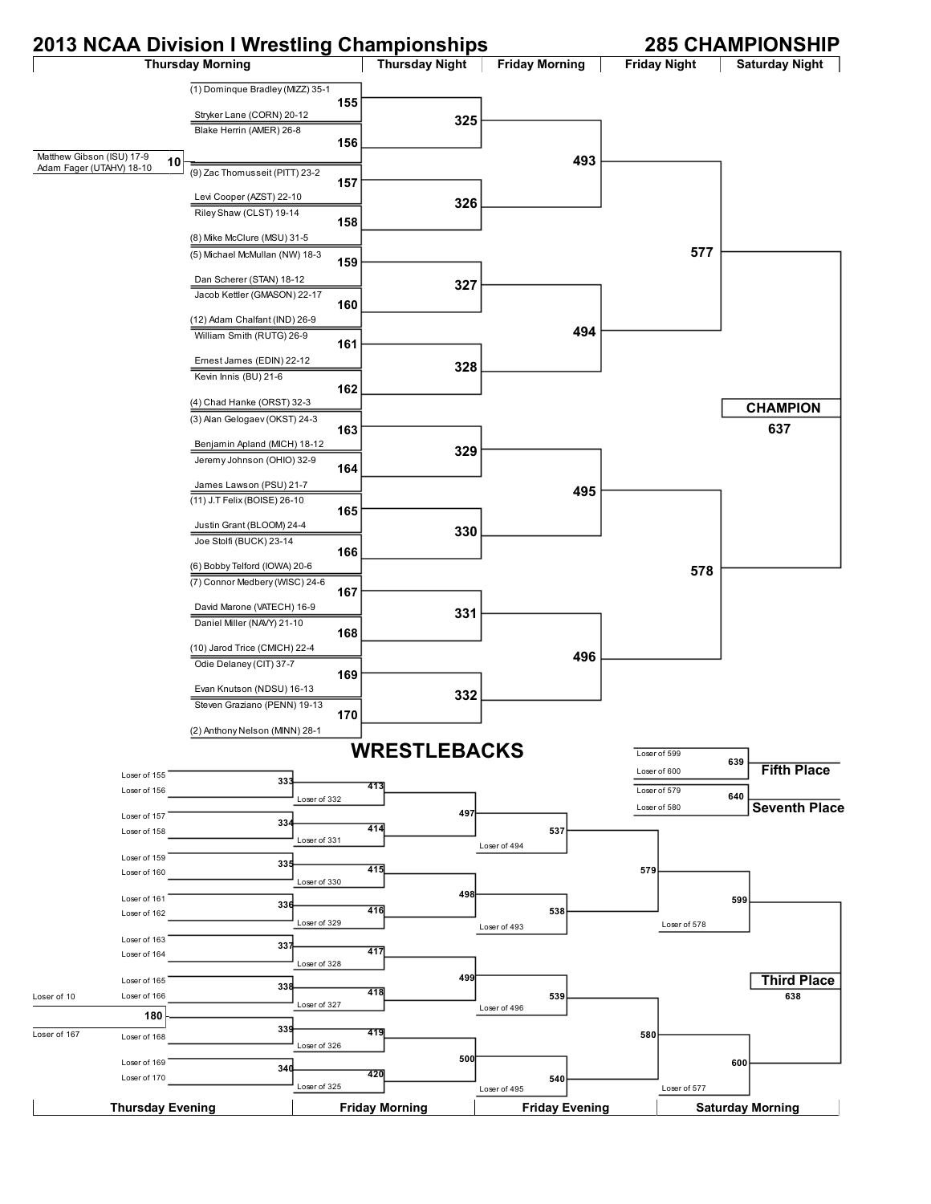# 2013 NCAA Division I Wrestling Championships

## 285 CHAMPIONSHIP

**Thursday Morning** | **Thursday Night** | **Friday Morning** | **Friday Night** | **Saturday Night**

### Preliminary

Matthew Gibson (ISU) 17-9
Adam Fager (UTAHV) 18-10
10

### First Round (Thursday Morning)

(1) Dominque Bradley (MIZZ) 35-1
155
Stryker Lane (CORN) 20-12

Blake Herrin (AMER) 26-8
156
Winner of 10

(9) Zac Thomusseit (PITT) 23-2
157
Levi Cooper (AZST) 22-10

Riley Shaw (CLST) 19-14
158
(8) Mike McClure (MSU) 31-5

(5) Michael McMullan (NW) 18-3
159
Dan Scherer (STAN) 18-12

Jacob Kettler (GMASON) 22-17
160
(12) Adam Chalfant (IND) 26-9

William Smith (RUTG) 26-9
161
Ernest James (EDIN) 22-12

Kevin Innis (BU) 21-6
162
(4) Chad Hanke (ORST) 32-3

(3) Alan Gelogaev (OKST) 24-3
163
Benjamin Apland (MICH) 18-12

Jeremy Johnson (OHIO) 32-9
164
James Lawson (PSU) 21-7

(11) J.T Felix (BOISE) 26-10
165
Justin Grant (BLOOM) 24-4

Joe Stolfi (BUCK) 23-14
166
(6) Bobby Telford (IOWA) 20-6

(7) Connor Medbery (WISC) 24-6
167
David Marone (VATECH) 16-9

Daniel Miller (NAVY) 21-10
168
(10) Jarod Trice (CMICH) 22-4

Odie Delaney (CIT) 37-7
169
Evan Knutson (NDSU) 16-13

Steven Graziano (PENN) 19-13
170
(2) Anthony Nelson (MINN) 28-1

### Second Round (Thursday Night)

325, 326, 327, 328, 329, 330, 331, 332

### Quarterfinals (Friday Morning)

493, 494, 495, 496

### Semifinals (Friday Night)

577, 578

### Final (Saturday Night)

**CHAMPION**
637

## WRESTLEBACKS

**Thursday Evening** | **Friday Morning** | **Friday Evening** | **Saturday Morning**

Loser of 10
180
Loser of 167

Loser of 155
333
Loser of 156

Loser of 157
334
Loser of 158

Loser of 159
335
Loser of 160

Loser of 161
336
Loser of 162

Loser of 163
337
Loser of 164

Loser of 165
338
Loser of 166

Loser of 167
339
Loser of 168

Loser of 169
340
Loser of 170

413 — Loser of 332
414 — Loser of 331
415 — Loser of 330
416 — Loser of 329
417 — Loser of 328
418 — Loser of 327
419 — Loser of 326
420 — Loser of 325

497, 498, 499, 500

537 — Loser of 494
538 — Loser of 493
539 — Loser of 496
540 — Loser of 495

579, 580

599 — Loser of 578
600 — Loser of 577

**Third Place**
638

Loser of 599
Loser of 600
639
**Fifth Place**

Loser of 579
Loser of 580
640
**Seventh Place**